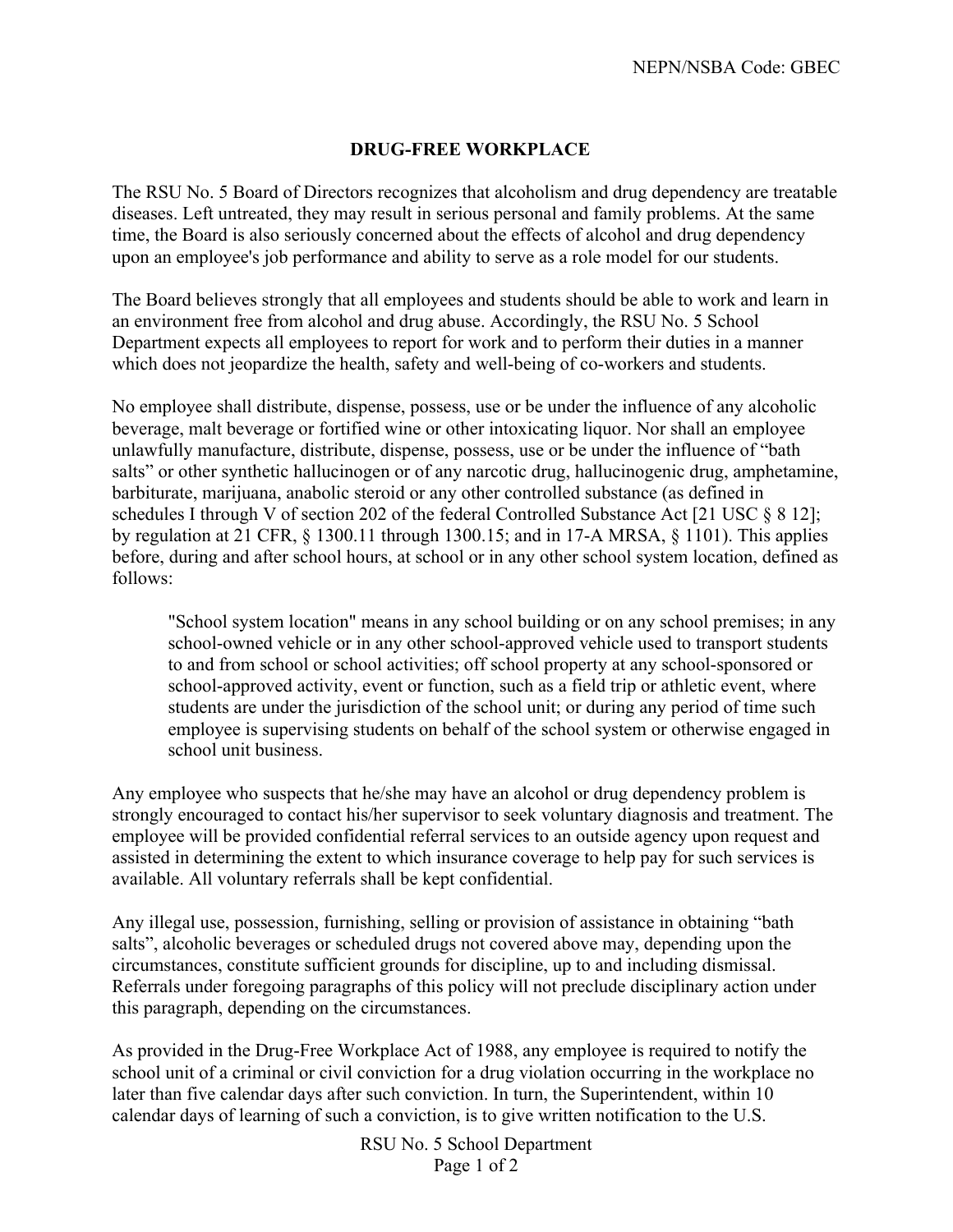NEPN/NSBA Code: GBEC

## DRUG-FREE WORKPLACE

The RSU No. 5 Board of Directors recognizes that alcoholism and drug dependency are treatable diseases. Left untreated, they may result in serious personal and family problems. At the same time, the Board is also seriously concerned about the effects of alcohol and drug dependency upon an employee's job performance and ability to serve as a role model for our students.

The Board believes strongly that all employees and students should be able to work and learn in an environment free from alcohol and drug abuse. Accordingly, the RSU No. 5 School Department expects all employees to report for work and to perform their duties in a manner which does not jeopardize the health, safety and well-being of co-workers and students.

No employee shall distribute, dispense, possess, use or be under the influence of any alcoholic beverage, malt beverage or fortified wine or other intoxicating liquor. Nor shall an employee unlawfully manufacture, distribute, dispense, possess, use or be under the influence of "bath salts" or other synthetic hallucinogen or of any narcotic drug, hallucinogenic drug, amphetamine, barbiturate, marijuana, anabolic steroid or any other controlled substance (as defined in schedules I through V of section 202 of the federal Controlled Substance Act [21 USC § 8 12]; by regulation at 21 CFR, § 1300.11 through 1300.15; and in 17-A MRSA, § 1101). This applies before, during and after school hours, at school or in any other school system location, defined as follows:

> "School system location" means in any school building or on any school premises; in any school-owned vehicle or in any other school-approved vehicle used to transport students to and from school or school activities; off school property at any school-sponsored or school-approved activity, event or function, such as a field trip or athletic event, where students are under the jurisdiction of the school unit; or during any period of time such employee is supervising students on behalf of the school system or otherwise engaged in school unit business.

Any employee who suspects that he/she may have an alcohol or drug dependency problem is strongly encouraged to contact his/her supervisor to seek voluntary diagnosis and treatment. The employee will be provided confidential referral services to an outside agency upon request and assisted in determining the extent to which insurance coverage to help pay for such services is available. All voluntary referrals shall be kept confidential.

Any illegal use, possession, furnishing, selling or provision of assistance in obtaining "bath salts", alcoholic beverages or scheduled drugs not covered above may, depending upon the circumstances, constitute sufficient grounds for discipline, up to and including dismissal. Referrals under foregoing paragraphs of this policy will not preclude disciplinary action under this paragraph, depending on the circumstances.

As provided in the Drug-Free Workplace Act of 1988, any employee is required to notify the school unit of a criminal or civil conviction for a drug violation occurring in the workplace no later than five calendar days after such conviction. In turn, the Superintendent, within 10 calendar days of learning of such a conviction, is to give written notification to the U.S.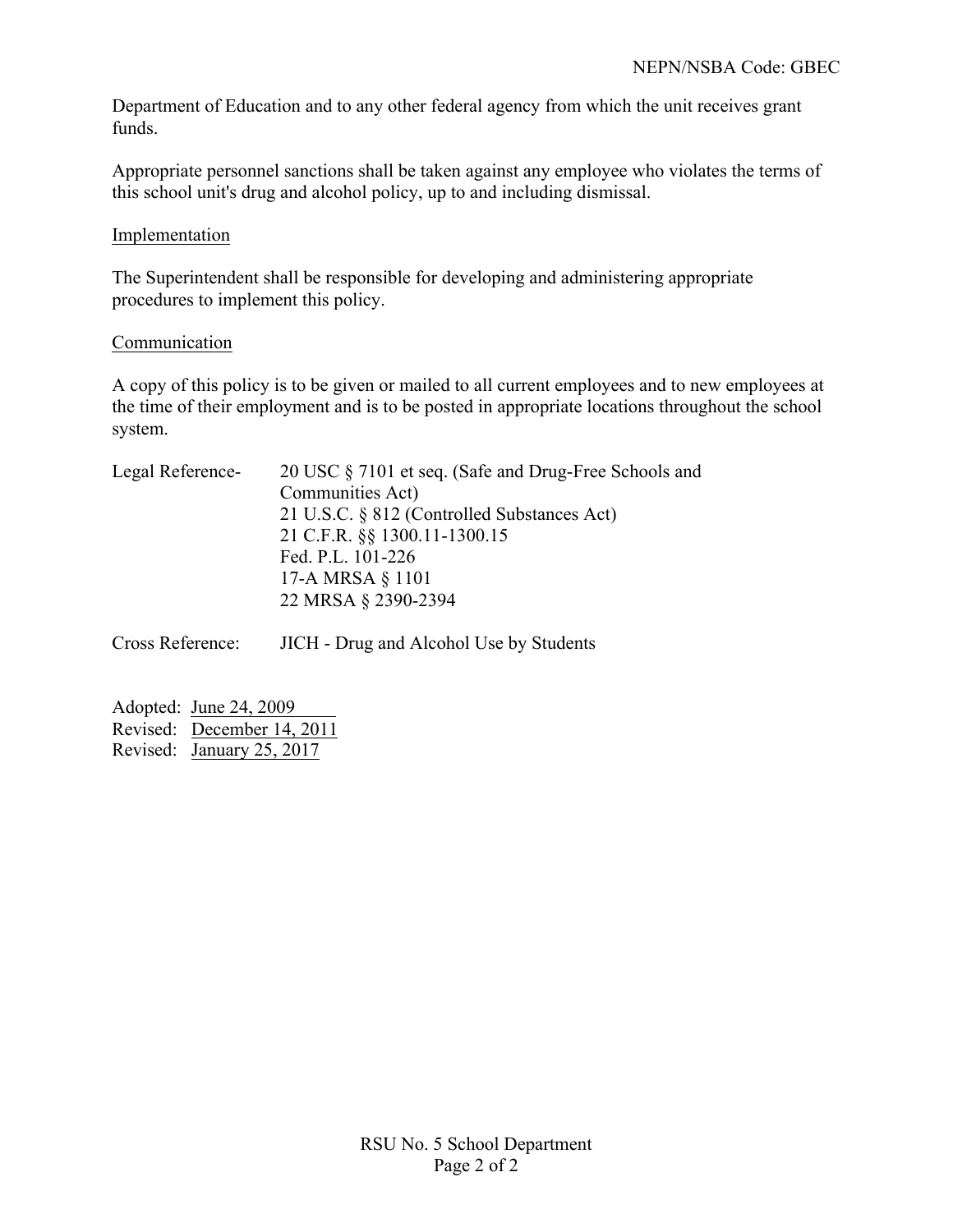Department of Education and to any other federal agency from which the unit receives grant funds.

Appropriate personnel sanctions shall be taken against any employee who violates the terms of this school unit's drug and alcohol policy, up to and including dismissal.

## Implementation

The Superintendent shall be responsible for developing and administering appropriate procedures to implement this policy.

## Communication

A copy of this policy is to be given or mailed to all current employees and to new employees at the time of their employment and is to be posted in appropriate locations throughout the school system.

| | |
|---|---|
| Legal Reference- | 20 USC § 7101 et seq. (Safe and Drug-Free Schools and Communities Act)<br>21 U.S.C. § 812 (Controlled Substances Act)<br>21 C.F.R. §§ 1300.11-1300.15<br>Fed. P.L. 101-226<br>17-A MRSA § 1101<br>22 MRSA § 2390-2394 |
| Cross Reference: | JICH - Drug and Alcohol Use by Students |

Adopted: June 24, 2009
Revised: December 14, 2011
Revised: January 25, 2017